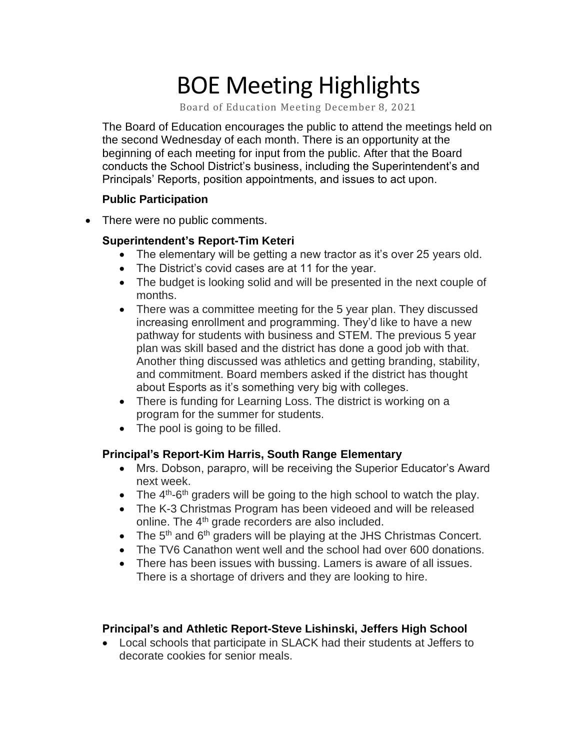# BOE Meeting Highlights

Board of Education Meeting December 8, 2021

The Board of Education encourages the public to attend the meetings held on the second Wednesday of each month. There is an opportunity at the beginning of each meeting for input from the public. After that the Board conducts the School District's business, including the Superintendent's and Principals' Reports, position appointments, and issues to act upon.

**Public Participation**

- There were no public comments.

**Superintendent's Report-Tim Keteri**

- The elementary will be getting a new tractor as it's over 25 years old.
- The District's covid cases are at 11 for the year.
- The budget is looking solid and will be presented in the next couple of months.
- There was a committee meeting for the 5 year plan. They discussed increasing enrollment and programming. They'd like to have a new pathway for students with business and STEM. The previous 5 year plan was skill based and the district has done a good job with that. Another thing discussed was athletics and getting branding, stability, and commitment. Board members asked if the district has thought about Esports as it's something very big with colleges.
- There is funding for Learning Loss. The district is working on a program for the summer for students.
- The pool is going to be filled.

**Principal's Report-Kim Harris, South Range Elementary**

- Mrs. Dobson, parapro, will be receiving the Superior Educator's Award next week.
- The 4th-6th graders will be going to the high school to watch the play.
- The K-3 Christmas Program has been videoed and will be released online. The 4th grade recorders are also included.
- The 5th and 6th graders will be playing at the JHS Christmas Concert.
- The TV6 Canathon went well and the school had over 600 donations.
- There has been issues with bussing. Lamers is aware of all issues. There is a shortage of drivers and they are looking to hire.

**Principal's and Athletic Report-Steve Lishinski, Jeffers High School**

- Local schools that participate in SLACK had their students at Jeffers to decorate cookies for senior meals.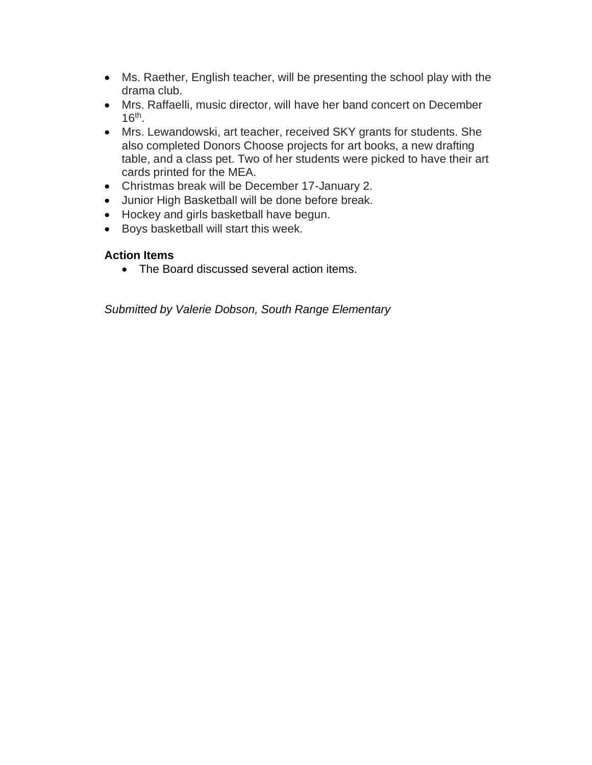- Ms. Raether, English teacher, will be presenting the school play with the drama club.
- Mrs. Raffaelli, music director, will have her band concert on December 16th.
- Mrs. Lewandowski, art teacher, received SKY grants for students. She also completed Donors Choose projects for art books, a new drafting table, and a class pet. Two of her students were picked to have their art cards printed for the MEA.
- Christmas break will be December 17-January 2.
- Junior High Basketball will be done before break.
- Hockey and girls basketball have begun.
- Boys basketball will start this week.

**Action Items**

- The Board discussed several action items.

*Submitted by Valerie Dobson, South Range Elementary*